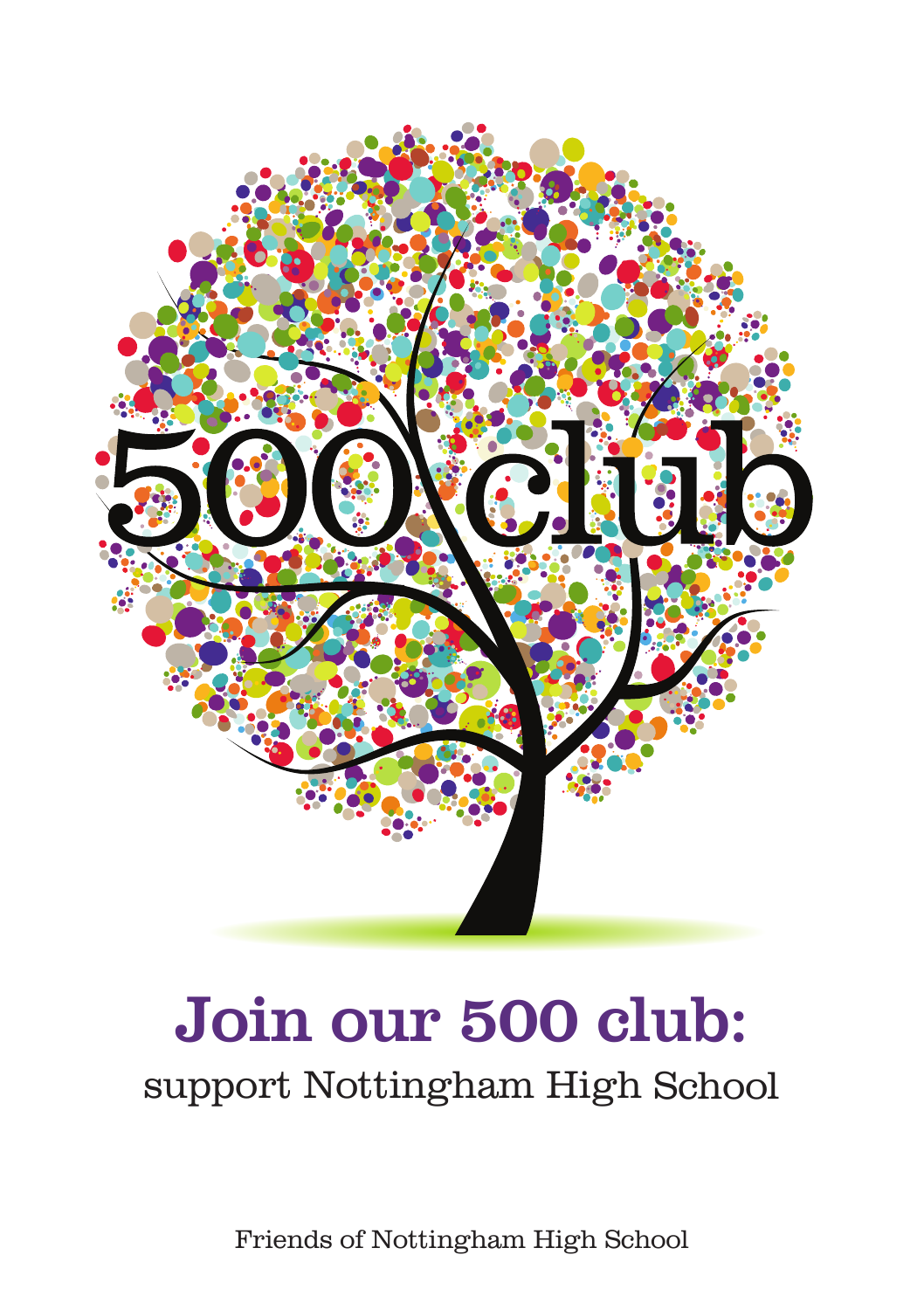# 500 club

## Join our 500 club:

support Nottingham High School

Friends of Nottingham High School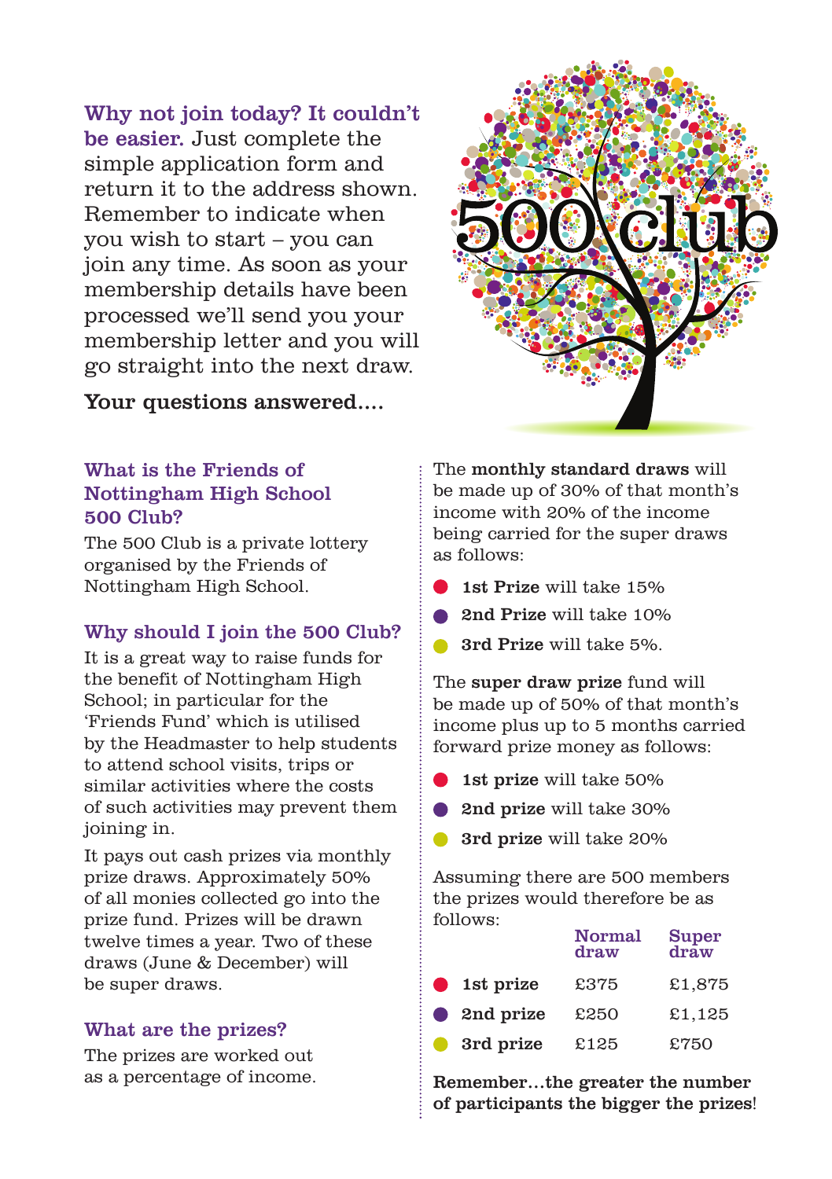**Why not join today? It couldn't be easier.** Just complete the simple application form and return it to the address shown. Remember to indicate when you wish to start – you can join any time. As soon as your membership details have been processed we'll send you your membership letter and you will go straight into the next draw.

500 club

**Your questions answered....**

### What is the Friends of Nottingham High School 500 Club?

The 500 Club is a private lottery organised by the Friends of Nottingham High School.

### Why should I join the 500 Club?

It is a great way to raise funds for the benefit of Nottingham High School; in particular for the 'Friends Fund' which is utilised by the Headmaster to help students to attend school visits, trips or similar activities where the costs of such activities may prevent them joining in.

It pays out cash prizes via monthly prize draws. Approximately 50% of all monies collected go into the prize fund. Prizes will be drawn twelve times a year. Two of these draws (June & December) will be super draws.

### What are the prizes?

The prizes are worked out as a percentage of income.

The **monthly standard draws** will be made up of 30% of that month's income with 20% of the income being carried for the super draws as follows:

- **1st Prize** will take 15%
- **2nd Prize** will take 10%
- **3rd Prize** will take 5%.

The **super draw prize** fund will be made up of 50% of that month's income plus up to 5 months carried forward prize money as follows:

- **1st prize** will take 50%
- **2nd prize** will take 30%
- **3rd prize** will take 20%

Assuming there are 500 members the prizes would therefore be as follows:

| | Normal draw | Super draw |
|---|---|---|
| **1st prize** | £375 | £1,875 |
| **2nd prize** | £250 | £1,125 |
| **3rd prize** | £125 | £750 |

**Remember…the greater the number of participants the bigger the prizes!**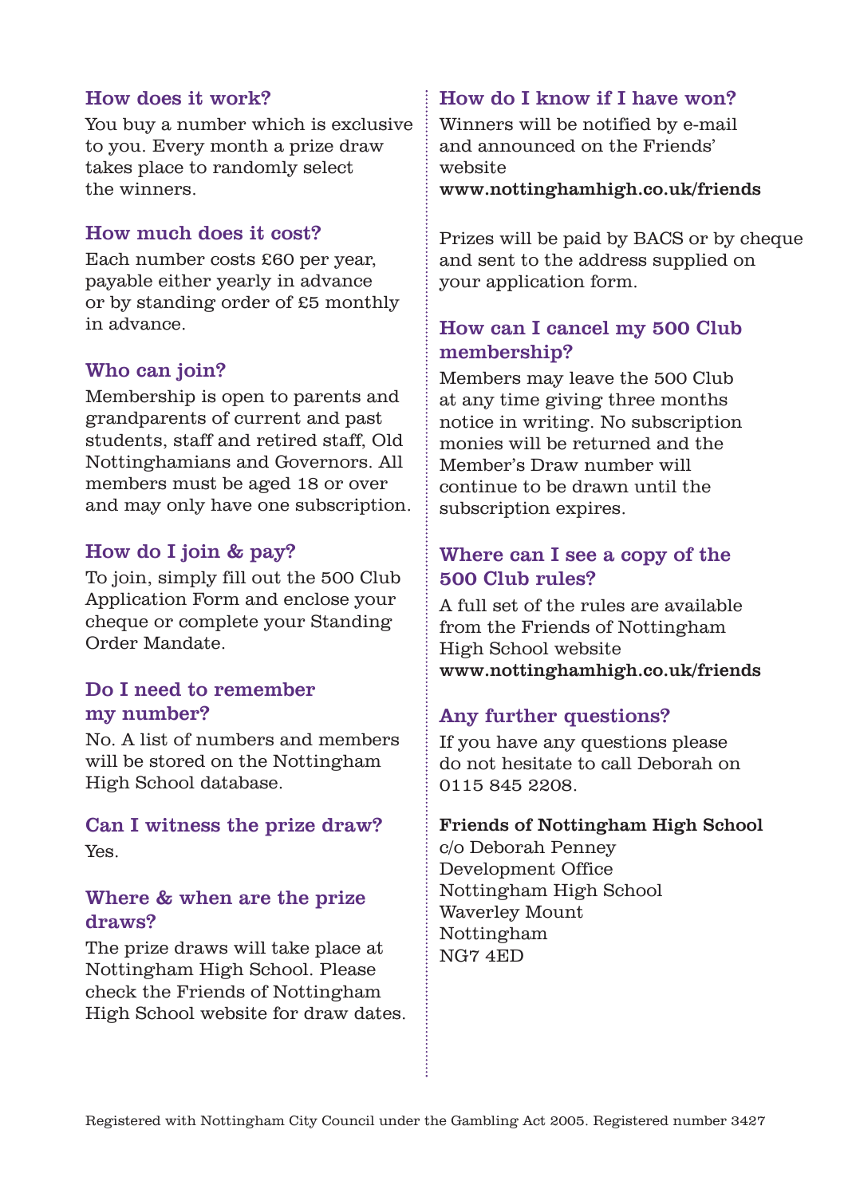### How does it work?

You buy a number which is exclusive to you. Every month a prize draw takes place to randomly select the winners.

### How much does it cost?

Each number costs £60 per year, payable either yearly in advance or by standing order of £5 monthly in advance.

### Who can join?

Membership is open to parents and grandparents of current and past students, staff and retired staff, Old Nottinghamians and Governors. All members must be aged 18 or over and may only have one subscription.

### How do I join & pay?

To join, simply fill out the 500 Club Application Form and enclose your cheque or complete your Standing Order Mandate.

### Do I need to remember my number?

No. A list of numbers and members will be stored on the Nottingham High School database.

### Can I witness the prize draw?

Yes.

### Where & when are the prize draws?

The prize draws will take place at Nottingham High School. Please check the Friends of Nottingham High School website for draw dates.

### How do I know if I have won?

Winners will be notified by e-mail and announced on the Friends' website
**www.nottinghamhigh.co.uk/friends**

Prizes will be paid by BACS or by cheque and sent to the address supplied on your application form.

### How can I cancel my 500 Club membership?

Members may leave the 500 Club at any time giving three months notice in writing. No subscription monies will be returned and the Member's Draw number will continue to be drawn until the subscription expires.

### Where can I see a copy of the 500 Club rules?

A full set of the rules are available from the Friends of Nottingham High School website
**www.nottinghamhigh.co.uk/friends**

### Any further questions?

If you have any questions please do not hesitate to call Deborah on 0115 845 2208.

**Friends of Nottingham High School**
c/o Deborah Penney
Development Office
Nottingham High School
Waverley Mount
Nottingham
NG7 4ED

Registered with Nottingham City Council under the Gambling Act 2005. Registered number 3427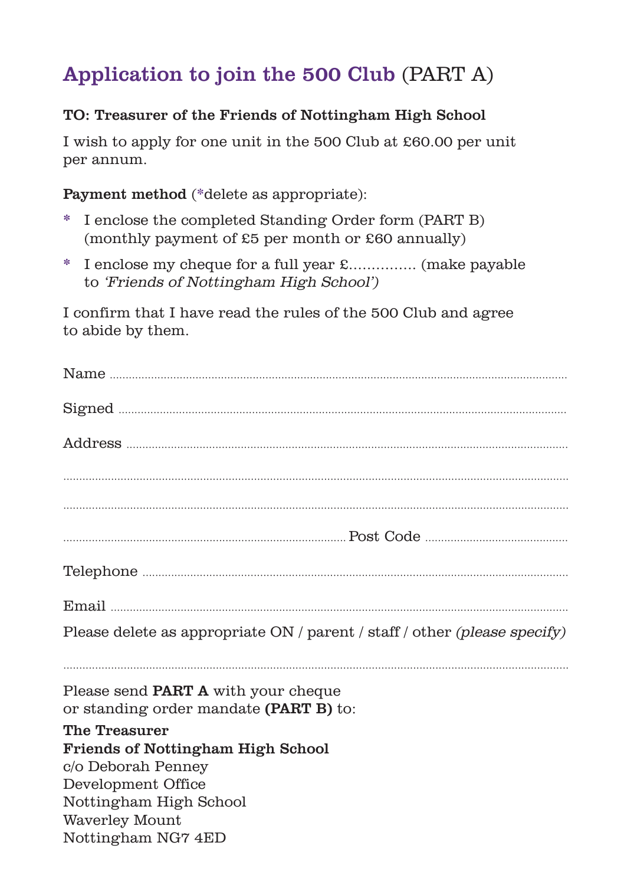# Application to join the 500 Club (PART A)

**TO: Treasurer of the Friends of Nottingham High School**

I wish to apply for one unit in the 500 Club at £60.00 per unit per annum.

**Payment method** (*delete as appropriate):

- * I enclose the completed Standing Order form (PART B) (monthly payment of £5 per month or £60 annually)
- * I enclose my cheque for a full year £.............. (make payable to *'Friends of Nottingham High School'*)

I confirm that I have read the rules of the 500 Club and agree to abide by them.

Name ..............................................................................................................................

Signed ..............................................................................................................................

Address ..............................................................................................................................

..............................................................................................................................

..............................................................................................................................

.............................................................................................. Post Code ..............................................

Telephone ..............................................................................................................................

Email ..............................................................................................................................

Please delete as appropriate ON / parent / staff / other *(please specify)*

..............................................................................................................................

Please send **PART A** with your cheque or standing order mandate **(PART B)** to:

**The Treasurer**
**Friends of Nottingham High School**
c/o Deborah Penney
Development Office
Nottingham High School
Waverley Mount
Nottingham NG7 4ED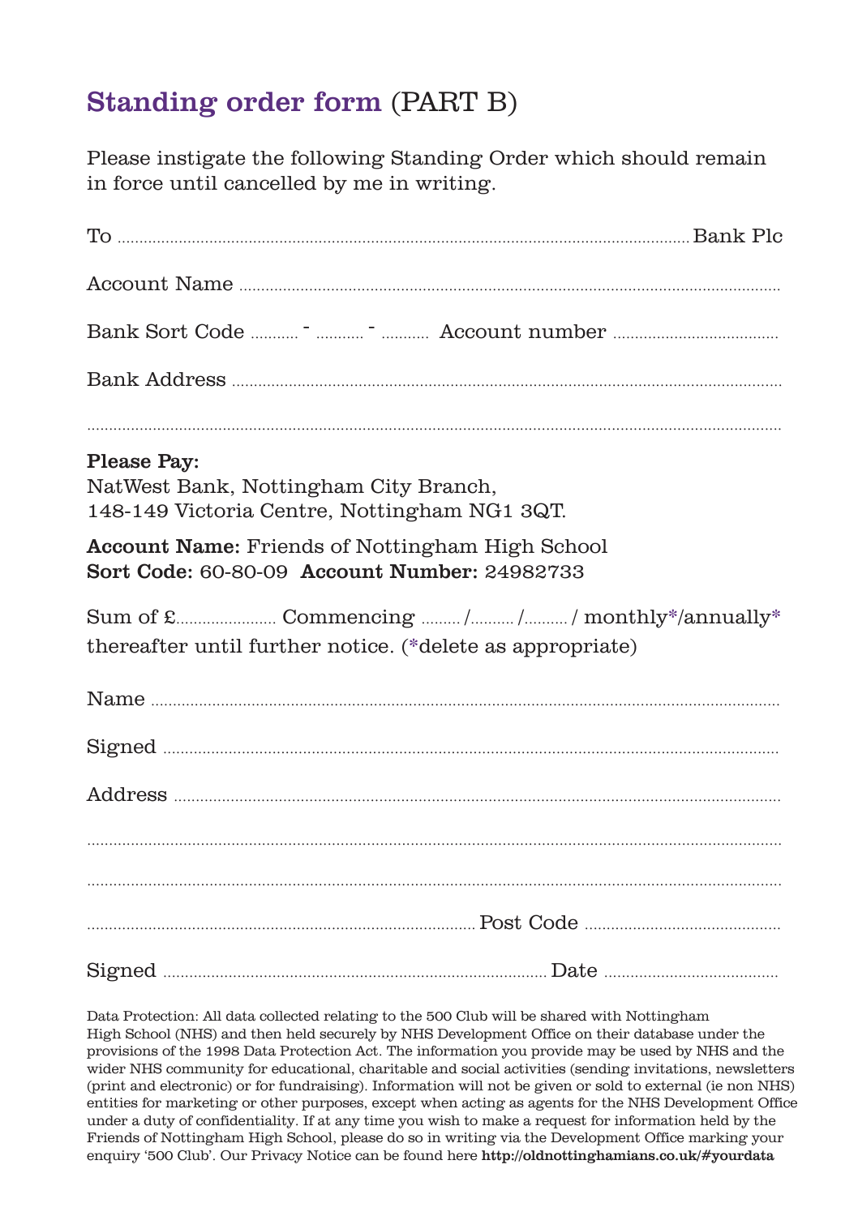# Standing order form (PART B)

Please instigate the following Standing Order which should remain in force until cancelled by me in writing.

To ................................................................................................................................ Bank Plc

Account Name ..........................................................................................................................

Bank Sort Code ........... - ........... - ........... Account number .......................................

Bank Address ............................................................................................................................

.....................................................................................................................................................

**Please Pay:**
NatWest Bank, Nottingham City Branch,
148-149 Victoria Centre, Nottingham NG1 3QT.

**Account Name:** Friends of Nottingham High School
**Sort Code:** 60-80-09 **Account Number:** 24982733

Sum of £....................... Commencing ........./........../........../ monthly*/annually* thereafter until further notice. (*delete as appropriate)

Name ..........................................................................................................................................

Signed ........................................................................................................................................

Address ......................................................................................................................................

.....................................................................................................................................................

.....................................................................................................................................................

......................................................................................... Post Code ...........................................

Signed ........................................................................................ Date .......................................

Data Protection: All data collected relating to the 500 Club will be shared with Nottingham High School (NHS) and then held securely by NHS Development Office on their database under the provisions of the 1998 Data Protection Act. The information you provide may be used by NHS and the wider NHS community for educational, charitable and social activities (sending invitations, newsletters (print and electronic) or for fundraising). Information will not be given or sold to external (ie non NHS) entities for marketing or other purposes, except when acting as agents for the NHS Development Office under a duty of confidentiality. If at any time you wish to make a request for information held by the Friends of Nottingham High School, please do so in writing via the Development Office marking your enquiry '500 Club'. Our Privacy Notice can be found here **http://oldnottinghamians.co.uk/#yourdata**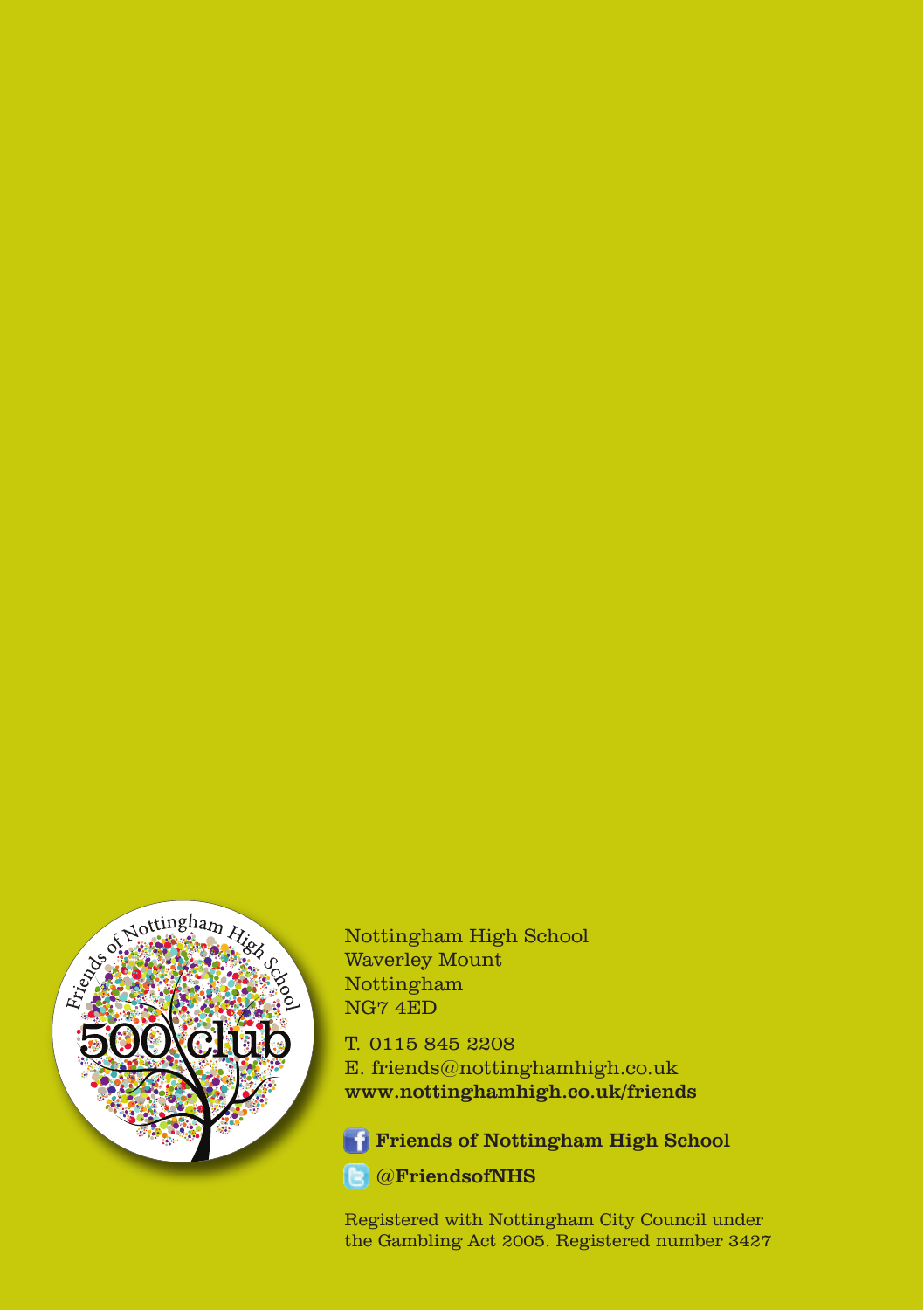Friends of Nottingham High School

500 club

Nottingham High School
Waverley Mount
Nottingham
NG7 4ED

T. 0115 845 2208
E. friends@nottinghamhigh.co.uk
**www.nottinghamhigh.co.uk/friends**

**Friends of Nottingham High School**

**@FriendsofNHS**

Registered with Nottingham City Council under the Gambling Act 2005. Registered number 3427